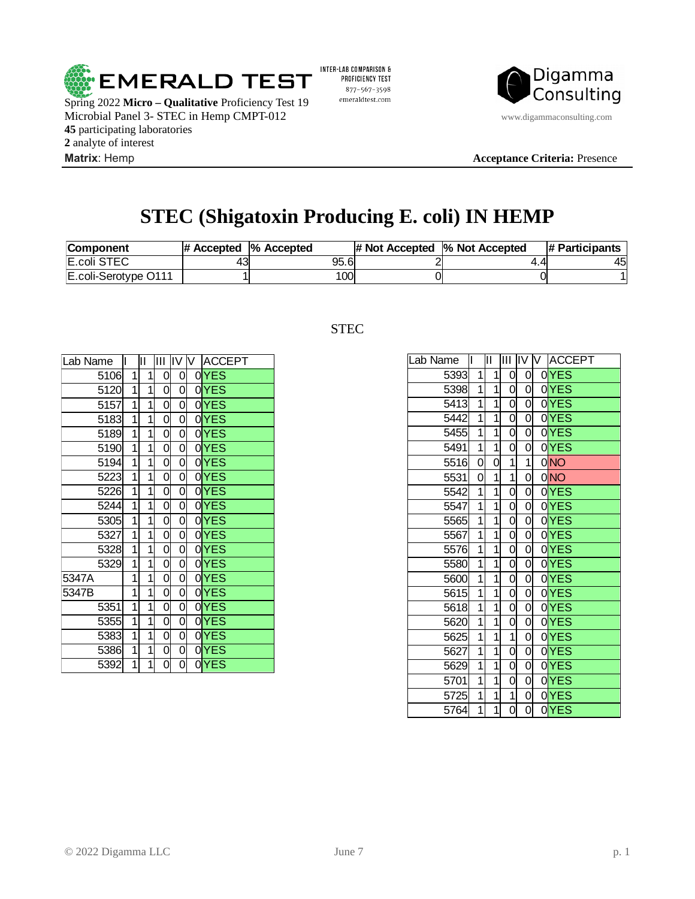EMERALD TEST

INTER-LAB COMPARISON & PROFICIENCY TEST
877-567-3598
emeraldtest.com

Digamma Consulting
www.digammaconsulting.com

Spring 2022 **Micro – Qualitative** Proficiency Test 19
Microbial Panel 3- STEC in Hemp CMPT-012
**45** participating laboratories
**2** analyte of interest
**Matrix**: Hemp

**Acceptance Criteria:** Presence

# STEC (Shigatoxin Producing E. coli) IN HEMP

| Component | # Accepted | % Accepted | # Not Accepted | % Not Accepted | # Participants |
|---|---|---|---|---|---|
| E.coli STEC | 43 | 95.6 | 2 | 4.4 | 45 |
| E.coli-Serotype O111 | 1 | 100 | 0 | 0 | 1 |

STEC

| Lab Name | I | II | III | IV | V | ACCEPT |
|---|---|---|---|---|---|---|
| 5106 | 1 | 1 | 0 | 0 | 0 | YES |
| 5120 | 1 | 1 | 0 | 0 | 0 | YES |
| 5157 | 1 | 1 | 0 | 0 | 0 | YES |
| 5183 | 1 | 1 | 0 | 0 | 0 | YES |
| 5189 | 1 | 1 | 0 | 0 | 0 | YES |
| 5190 | 1 | 1 | 0 | 0 | 0 | YES |
| 5194 | 1 | 1 | 0 | 0 | 0 | YES |
| 5223 | 1 | 1 | 0 | 0 | 0 | YES |
| 5226 | 1 | 1 | 0 | 0 | 0 | YES |
| 5244 | 1 | 1 | 0 | 0 | 0 | YES |
| 5305 | 1 | 1 | 0 | 0 | 0 | YES |
| 5327 | 1 | 1 | 0 | 0 | 0 | YES |
| 5328 | 1 | 1 | 0 | 0 | 0 | YES |
| 5329 | 1 | 1 | 0 | 0 | 0 | YES |
| 5347A | 1 | 1 | 0 | 0 | 0 | YES |
| 5347B | 1 | 1 | 0 | 0 | 0 | YES |
| 5351 | 1 | 1 | 0 | 0 | 0 | YES |
| 5355 | 1 | 1 | 0 | 0 | 0 | YES |
| 5383 | 1 | 1 | 0 | 0 | 0 | YES |
| 5386 | 1 | 1 | 0 | 0 | 0 | YES |
| 5392 | 1 | 1 | 0 | 0 | 0 | YES |

| Lab Name | I | II | III | IV | V | ACCEPT |
|---|---|---|---|---|---|---|
| 5393 | 1 | 1 | 0 | 0 | 0 | YES |
| 5398 | 1 | 1 | 0 | 0 | 0 | YES |
| 5413 | 1 | 1 | 0 | 0 | 0 | YES |
| 5442 | 1 | 1 | 0 | 0 | 0 | YES |
| 5455 | 1 | 1 | 0 | 0 | 0 | YES |
| 5491 | 1 | 1 | 0 | 0 | 0 | YES |
| 5516 | 0 | 0 | 1 | 1 | 0 | NO |
| 5531 | 0 | 1 | 1 | 0 | 0 | NO |
| 5542 | 1 | 1 | 0 | 0 | 0 | YES |
| 5547 | 1 | 1 | 0 | 0 | 0 | YES |
| 5565 | 1 | 1 | 0 | 0 | 0 | YES |
| 5567 | 1 | 1 | 0 | 0 | 0 | YES |
| 5576 | 1 | 1 | 0 | 0 | 0 | YES |
| 5580 | 1 | 1 | 0 | 0 | 0 | YES |
| 5600 | 1 | 1 | 0 | 0 | 0 | YES |
| 5615 | 1 | 1 | 0 | 0 | 0 | YES |
| 5618 | 1 | 1 | 0 | 0 | 0 | YES |
| 5620 | 1 | 1 | 0 | 0 | 0 | YES |
| 5625 | 1 | 1 | 1 | 0 | 0 | YES |
| 5627 | 1 | 1 | 0 | 0 | 0 | YES |
| 5629 | 1 | 1 | 0 | 0 | 0 | YES |
| 5701 | 1 | 1 | 0 | 0 | 0 | YES |
| 5725 | 1 | 1 | 1 | 0 | 0 | YES |
| 5764 | 1 | 1 | 0 | 0 | 0 | YES |

© 2022 Digamma LLC June 7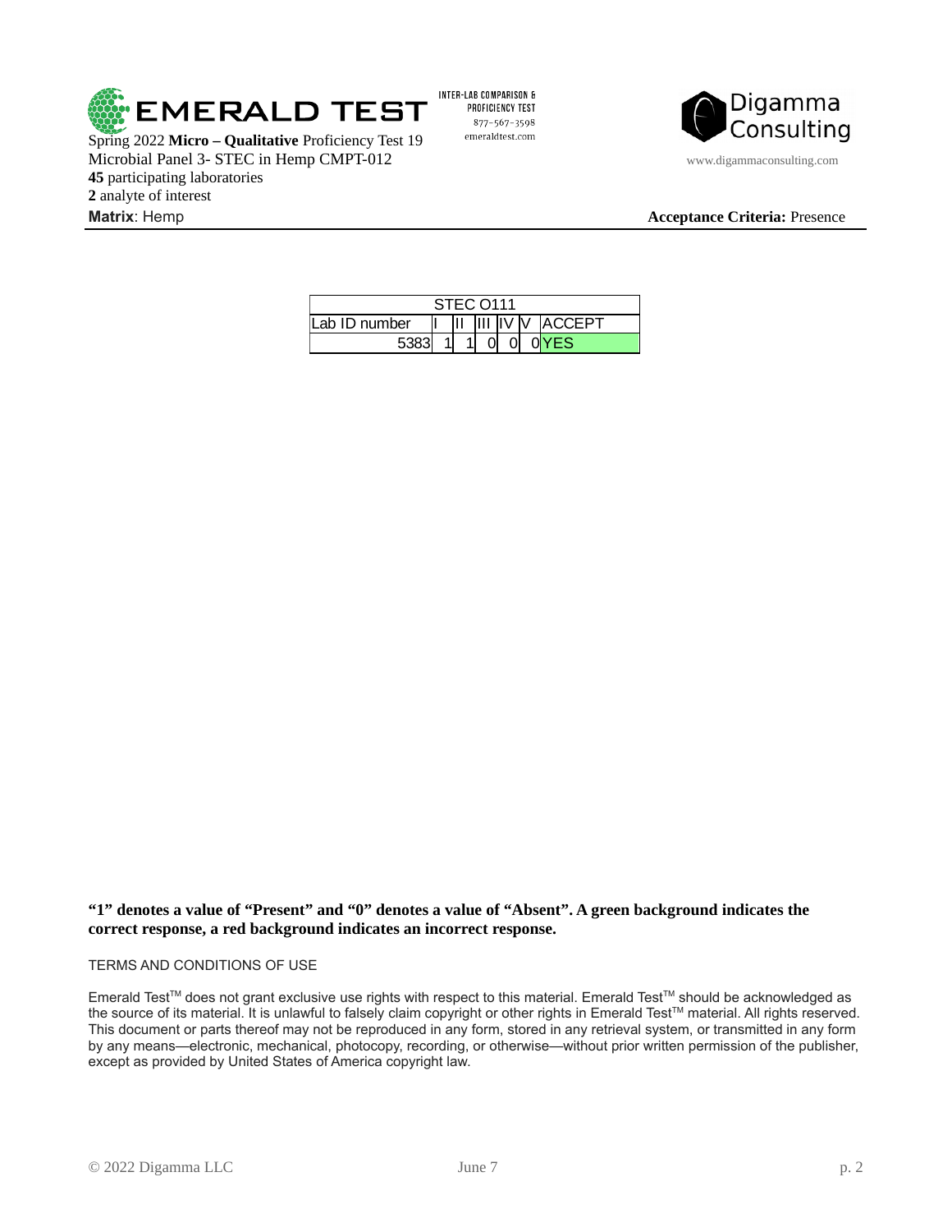EMERALD TEST

INTER-LAB COMPARISON & PROFICIENCY TEST
877-567-3598
emeraldtest.com

Digamma Consulting
www.digammaconsulting.com

Spring 2022 **Micro – Qualitative** Proficiency Test 19
Microbial Panel 3- STEC in Hemp CMPT-012
**45** participating laboratories
**2** analyte of interest

**Matrix**: Hemp

**Acceptance Criteria:** Presence

| STEC O111 | | | | | | |
|---|---|---|---|---|---|---|
| Lab ID number | I | II | III | IV | V | ACCEPT |
| 5383 | 1 | 1 | 0 | 0 | 0 | YES |

**"1" denotes a value of "Present" and "0" denotes a value of "Absent". A green background indicates the correct response, a red background indicates an incorrect response.**

TERMS AND CONDITIONS OF USE

Emerald Test™ does not grant exclusive use rights with respect to this material. Emerald Test™ should be acknowledged as the source of its material. It is unlawful to falsely claim copyright or other rights in Emerald Test™ material. All rights reserved. This document or parts thereof may not be reproduced in any form, stored in any retrieval system, or transmitted in any form by any means—electronic, mechanical, photocopy, recording, or otherwise—without prior written permission of the publisher, except as provided by United States of America copyright law.

© 2022 Digamma LLC June 7